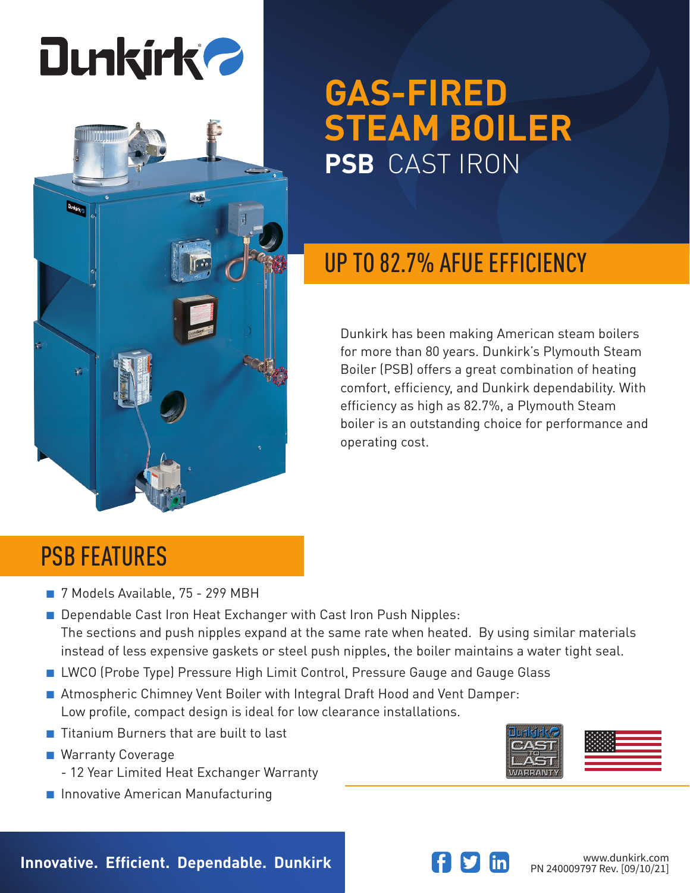# GAS-FIRED STEAM BOILER

## PSB CAST IRON

## UP TO 82.7% AFUE EFFICIENCY

Dunkirk has been making American steam boilers for more than 80 years. Dunkirk's Plymouth Steam Boiler (PSB) offers a great combination of heating comfort, efficiency, and Dunkirk dependability. With efficiency as high as 82.7%, a Plymouth Steam boiler is an outstanding choice for performance and operating cost.

## PSB FEATURES

- 7 Models Available, 75 - 299 MBH
- Dependable Cast Iron Heat Exchanger with Cast Iron Push Nipples:
  The sections and push nipples expand at the same rate when heated. By using similar materials instead of less expensive gaskets or steel push nipples, the boiler maintains a water tight seal.
- LWCO (Probe Type) Pressure High Limit Control, Pressure Gauge and Gauge Glass
- Atmospheric Chimney Vent Boiler with Integral Draft Hood and Vent Damper:
  Low profile, compact design is ideal for low clearance installations.
- Titanium Burners that are built to last
- Warranty Coverage
  - 12 Year Limited Heat Exchanger Warranty
- Innovative American Manufacturing

Dunkirk CAST TO LAST WARRANTY

**Innovative. Efficient. Dependable. Dunkirk**

www.dunkirk.com
PN 240009797 Rev. [09/10/21]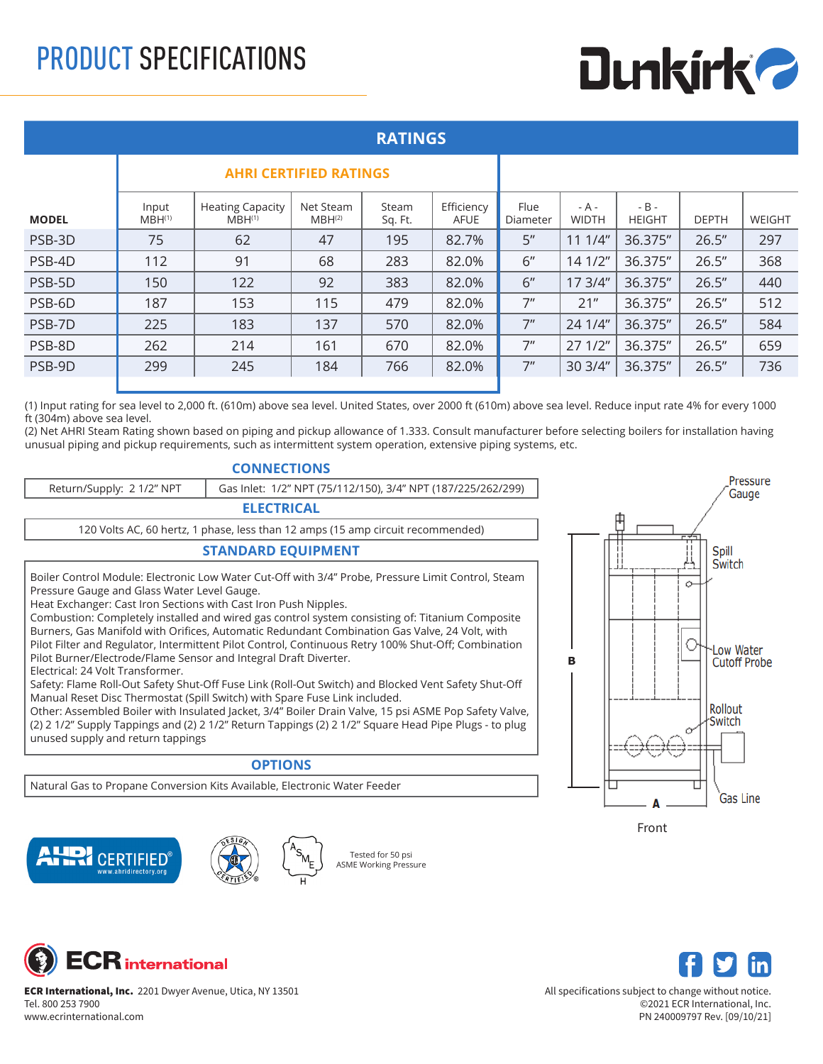# PRODUCT SPECIFICATIONS

Dunkirk

## RATINGS

| MODEL | AHRI CERTIFIED RATINGS | | | | | | | | | |
|---|---|---|---|---|---|---|---|---|---|---|
| | Input MBH(1) | Heating Capacity MBH(1) | Net Steam MBH(2) | Steam Sq. Ft. | Efficiency AFUE | Flue Diameter | - A - WIDTH | - B - HEIGHT | DEPTH | WEIGHT |
| PSB-3D | 75 | 62 | 47 | 195 | 82.7% | 5" | 11 1/4" | 36.375" | 26.5" | 297 |
| PSB-4D | 112 | 91 | 68 | 283 | 82.0% | 6" | 14 1/2" | 36.375" | 26.5" | 368 |
| PSB-5D | 150 | 122 | 92 | 383 | 82.0% | 6" | 17 3/4" | 36.375" | 26.5" | 440 |
| PSB-6D | 187 | 153 | 115 | 479 | 82.0% | 7" | 21" | 36.375" | 26.5" | 512 |
| PSB-7D | 225 | 183 | 137 | 570 | 82.0% | 7" | 24 1/4" | 36.375" | 26.5" | 584 |
| PSB-8D | 262 | 214 | 161 | 670 | 82.0% | 7" | 27 1/2" | 36.375" | 26.5" | 659 |
| PSB-9D | 299 | 245 | 184 | 766 | 82.0% | 7" | 30 3/4" | 36.375" | 26.5" | 736 |

(1) Input rating for sea level to 2,000 ft. (610m) above sea level. United States, over 2000 ft (610m) above sea level. Reduce input rate 4% for every 1000 ft (304m) above sea level.
(2) Net AHRI Steam Rating shown based on piping and pickup allowance of 1.333. Consult manufacturer before selecting boilers for installation having unusual piping and pickup requirements, such as intermittent system operation, extensive piping systems, etc.

## CONNECTIONS

| | |
|---|---|
| Return/Supply: 2 1/2" NPT | Gas Inlet: 1/2" NPT (75/112/150), 3/4" NPT (187/225/262/299) |

## ELECTRICAL

120 Volts AC, 60 hertz, 1 phase, less than 12 amps (15 amp circuit recommended)

## STANDARD EQUIPMENT

Boiler Control Module: Electronic Low Water Cut-Off with 3/4" Probe, Pressure Limit Control, Steam Pressure Gauge and Glass Water Level Gauge.
Heat Exchanger: Cast Iron Sections with Cast Iron Push Nipples.
Combustion: Completely installed and wired gas control system consisting of: Titanium Composite Burners, Gas Manifold with Orifices, Automatic Redundant Combination Gas Valve, 24 Volt, with Pilot Filter and Regulator, Intermittent Pilot Control, Continuous Retry 100% Shut-Off; Combination Pilot Burner/Electrode/Flame Sensor and Integral Draft Diverter.
Electrical: 24 Volt Transformer.
Safety: Flame Roll-Out Safety Shut-Off Fuse Link (Roll-Out Switch) and Blocked Vent Safety Shut-Off Manual Reset Disc Thermostat (Spill Switch) with Spare Fuse Link included.
Other: Assembled Boiler with Insulated Jacket, 3/4" Boiler Drain Valve, 15 psi ASME Pop Safety Valve, (2) 2 1/2" Supply Tappings and (2) 2 1/2" Return Tappings (2) 2 1/2" Square Head Pipe Plugs - to plug unused supply and return tappings

## OPTIONS

Natural Gas to Propane Conversion Kits Available, Electronic Water Feeder

Pressure Gauge
Spill Switch
Low Water Cutoff Probe
Rollout Switch
Gas Line
B
A
Front

AHRI CERTIFIED® www.ahridirectory.org

Tested for 50 psi ASME Working Pressure

**ECR International, Inc.** 2201 Dwyer Avenue, Utica, NY 13501
Tel. 800 253 7900
www.ecrinternational.com

All specifications subject to change without notice.
©2021 ECR International, Inc.
PN 240009797 Rev. [09/10/21]